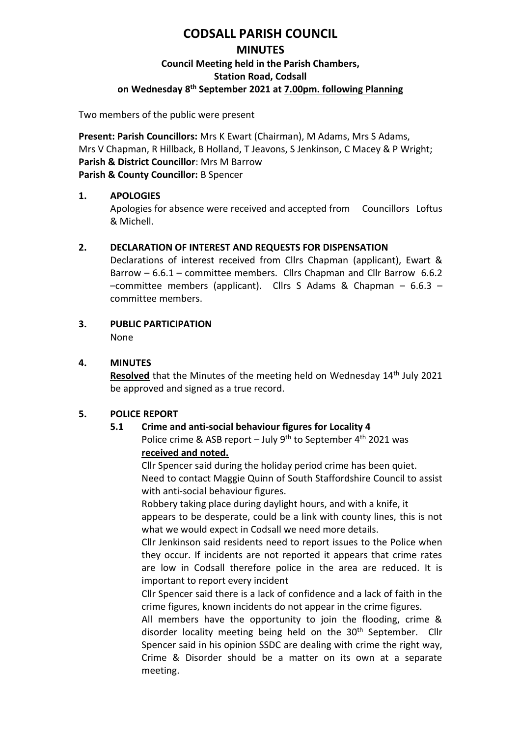# CODSALL PARISH COUNCIL

## MINUTES

### Council Meeting held in the Parish Chambers, Station Road, Codsall on Wednesday 8th September 2021 at 7.00pm. following Planning

Two members of the public were present

**Present: Parish Councillors:** Mrs K Ewart (Chairman), M Adams, Mrs S Adams, Mrs V Chapman, R Hillback, B Holland, T Jeavons, S Jenkinson, C Macey & P Wright;
**Parish & District Councillor**: Mrs M Barrow
**Parish & County Councillor:** B Spencer

**1. APOLOGIES**

Apologies for absence were received and accepted from Councillors Loftus & Michell.

**2. DECLARATION OF INTEREST AND REQUESTS FOR DISPENSATION**

Declarations of interest received from Cllrs Chapman (applicant), Ewart & Barrow – 6.6.1 – committee members. Cllrs Chapman and Cllr Barrow 6.6.2 –committee members (applicant). Cllrs S Adams & Chapman – 6.6.3 – committee members.

**3. PUBLIC PARTICIPATION**

None

**4. MINUTES**

**Resolved** that the Minutes of the meeting held on Wednesday 14th July 2021 be approved and signed as a true record.

**5. POLICE REPORT**

**5.1 Crime and anti-social behaviour figures for Locality 4**

Police crime & ASB report – July 9th to September 4th 2021 was **received and noted.**

Cllr Spencer said during the holiday period crime has been quiet.
Need to contact Maggie Quinn of South Staffordshire Council to assist with anti-social behaviour figures.

Robbery taking place during daylight hours, and with a knife, it appears to be desperate, could be a link with county lines, this is not what we would expect in Codsall we need more details.

Cllr Jenkinson said residents need to report issues to the Police when they occur. If incidents are not reported it appears that crime rates are low in Codsall therefore police in the area are reduced. It is important to report every incident

Cllr Spencer said there is a lack of confidence and a lack of faith in the crime figures, known incidents do not appear in the crime figures.

All members have the opportunity to join the flooding, crime & disorder locality meeting being held on the 30th September. Cllr Spencer said in his opinion SSDC are dealing with crime the right way, Crime & Disorder should be a matter on its own at a separate meeting.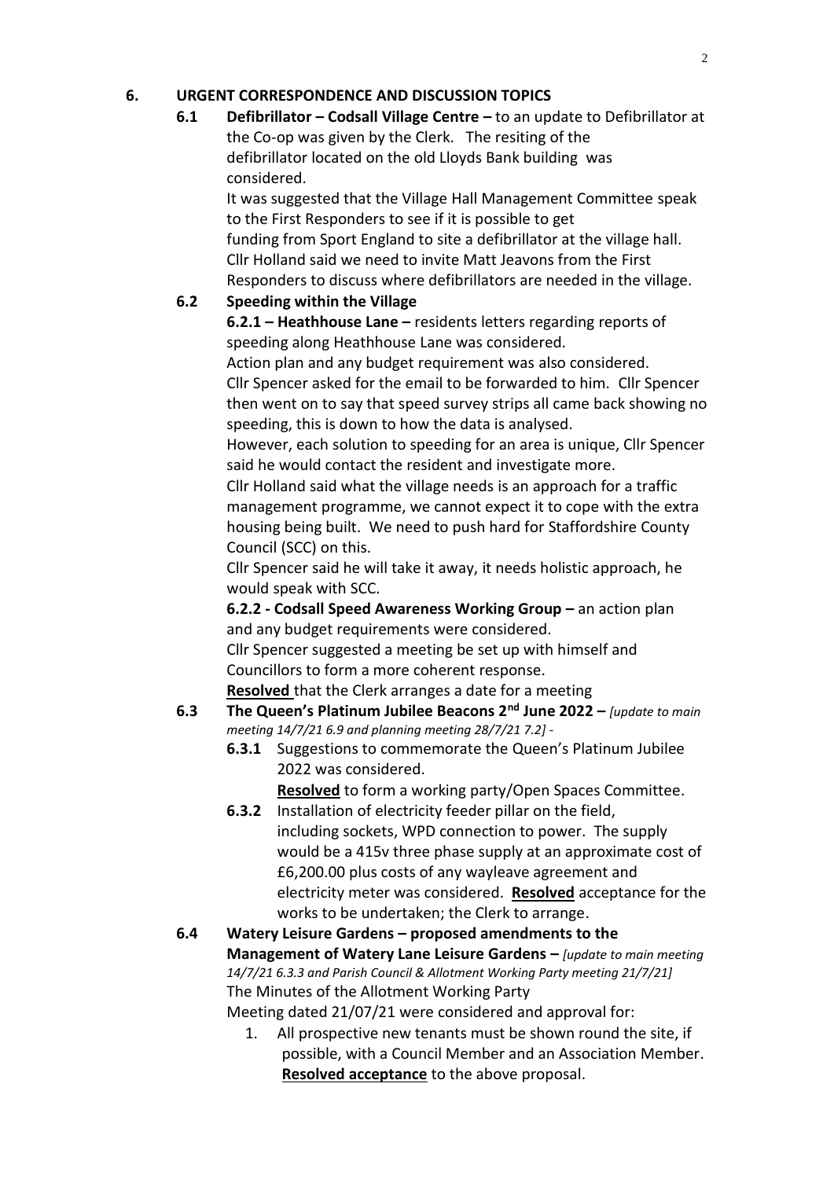## 6. URGENT CORRESPONDENCE AND DISCUSSION TOPICS

**6.1 Defibrillator – Codsall Village Centre –** to an update to Defibrillator at the Co-op was given by the Clerk. The resiting of the defibrillator located on the old Lloyds Bank building was considered.

It was suggested that the Village Hall Management Committee speak to the First Responders to see if it is possible to get funding from Sport England to site a defibrillator at the village hall. Cllr Holland said we need to invite Matt Jeavons from the First Responders to discuss where defibrillators are needed in the village.

**6.2 Speeding within the Village**

**6.2.1 – Heathhouse Lane –** residents letters regarding reports of speeding along Heathhouse Lane was considered.

Action plan and any budget requirement was also considered.

Cllr Spencer asked for the email to be forwarded to him. Cllr Spencer then went on to say that speed survey strips all came back showing no speeding, this is down to how the data is analysed.

However, each solution to speeding for an area is unique, Cllr Spencer said he would contact the resident and investigate more.

Cllr Holland said what the village needs is an approach for a traffic management programme, we cannot expect it to cope with the extra housing being built. We need to push hard for Staffordshire County Council (SCC) on this.

Cllr Spencer said he will take it away, it needs holistic approach, he would speak with SCC.

**6.2.2 - Codsall Speed Awareness Working Group –** an action plan and any budget requirements were considered.

Cllr Spencer suggested a meeting be set up with himself and Councillors to form a more coherent response.

**Resolved** that the Clerk arranges a date for a meeting

**6.3 The Queen's Platinum Jubilee Beacons 2nd June 2022 –** *[update to main meeting 14/7/21 6.9 and planning meeting 28/7/21 7.2]* -

**6.3.1** Suggestions to commemorate the Queen's Platinum Jubilee 2022 was considered.

**Resolved** to form a working party/Open Spaces Committee.

**6.3.2** Installation of electricity feeder pillar on the field, including sockets, WPD connection to power. The supply would be a 415v three phase supply at an approximate cost of £6,200.00 plus costs of any wayleave agreement and electricity meter was considered. **Resolved** acceptance for the works to be undertaken; the Clerk to arrange.

**6.4 Watery Leisure Gardens – proposed amendments to the Management of Watery Lane Leisure Gardens –** *[update to main meeting 14/7/21 6.3.3 and Parish Council & Allotment Working Party meeting 21/7/21]*

The Minutes of the Allotment Working Party Meeting dated 21/07/21 were considered and approval for:

1. All prospective new tenants must be shown round the site, if possible, with a Council Member and an Association Member. **Resolved acceptance** to the above proposal.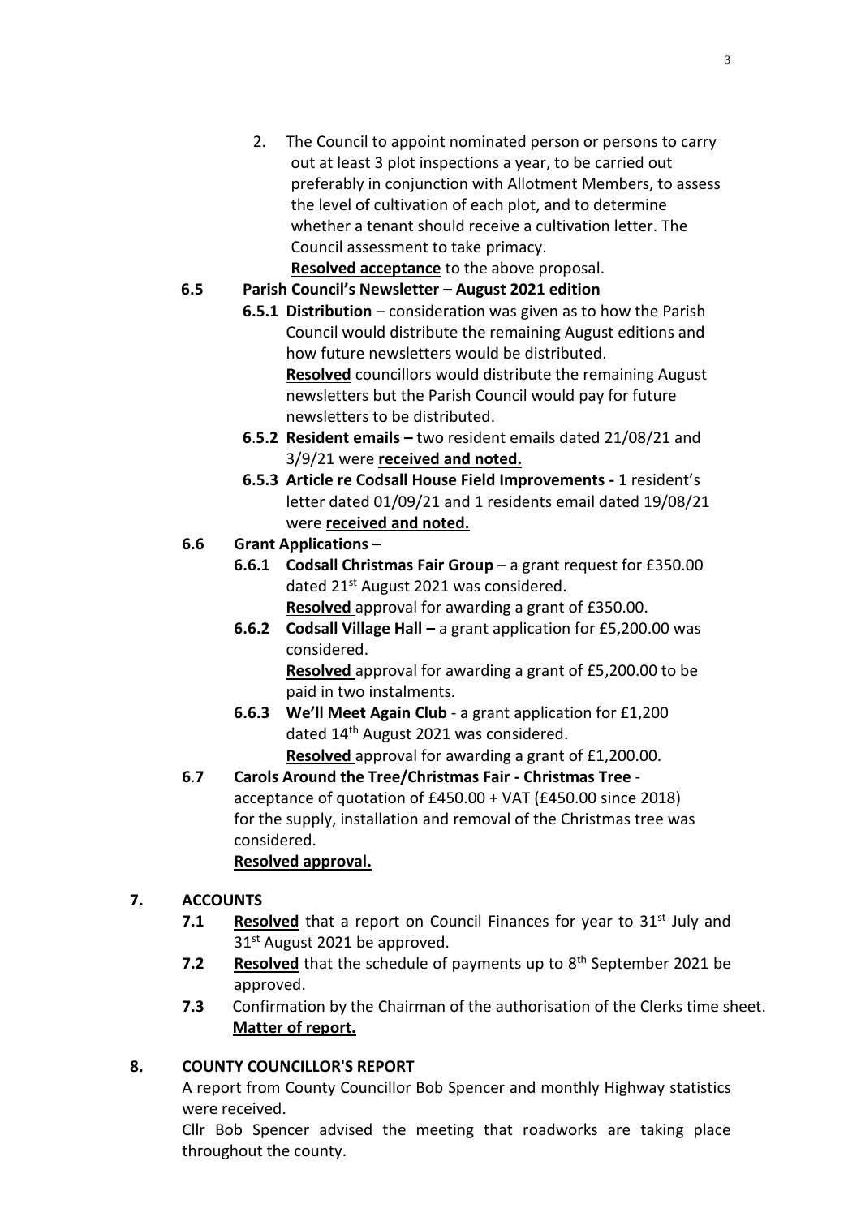2. The Council to appoint nominated person or persons to carry out at least 3 plot inspections a year, to be carried out preferably in conjunction with Allotment Members, to assess the level of cultivation of each plot, and to determine whether a tenant should receive a cultivation letter. The Council assessment to take primacy.
   **Resolved acceptance** to the above proposal.

**6.5 Parish Council's Newsletter – August 2021 edition**

**6.5.1 Distribution** – consideration was given as to how the Parish Council would distribute the remaining August editions and how future newsletters would be distributed.
**Resolved** councillors would distribute the remaining August newsletters but the Parish Council would pay for future newsletters to be distributed.

**6.5.2 Resident emails –** two resident emails dated 21/08/21 and 3/9/21 were **received and noted.**

**6.5.3 Article re Codsall House Field Improvements -** 1 resident's letter dated 01/09/21 and 1 residents email dated 19/08/21 were **received and noted.**

**6.6 Grant Applications –**

**6.6.1 Codsall Christmas Fair Group** – a grant request for £350.00 dated 21st August 2021 was considered.
**Resolved** approval for awarding a grant of £350.00.

**6.6.2 Codsall Village Hall –** a grant application for £5,200.00 was considered.
**Resolved** approval for awarding a grant of £5,200.00 to be paid in two instalments.

**6.6.3 We'll Meet Again Club** - a grant application for £1,200 dated 14th August 2021 was considered.
**Resolved** approval for awarding a grant of £1,200.00.

**6.7 Carols Around the Tree/Christmas Fair - Christmas Tree** - acceptance of quotation of £450.00 + VAT (£450.00 since 2018) for the supply, installation and removal of the Christmas tree was considered.
**Resolved approval.**

**7. ACCOUNTS**

**7.1** **Resolved** that a report on Council Finances for year to 31st July and 31st August 2021 be approved.

**7.2** **Resolved** that the schedule of payments up to 8th September 2021 be approved.

**7.3** Confirmation by the Chairman of the authorisation of the Clerks time sheet.
**Matter of report.**

**8. COUNTY COUNCILLOR'S REPORT**

A report from County Councillor Bob Spencer and monthly Highway statistics were received.

Cllr Bob Spencer advised the meeting that roadworks are taking place throughout the county.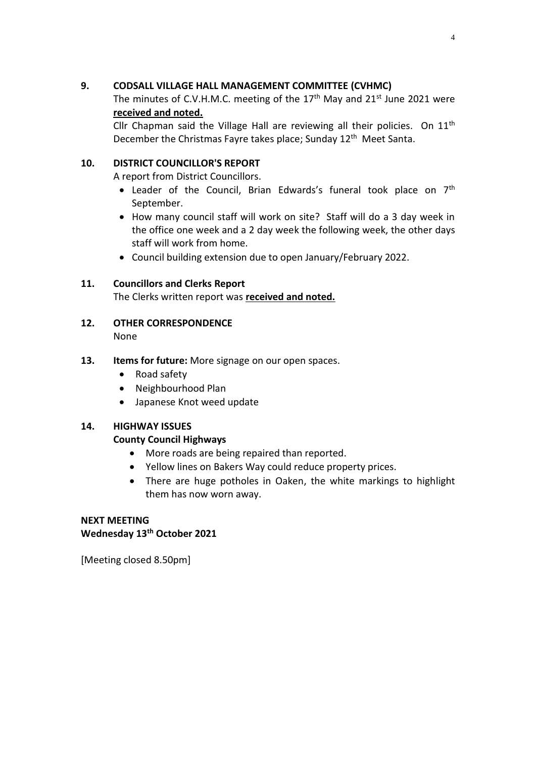**9. CODSALL VILLAGE HALL MANAGEMENT COMMITTEE (CVHMC)**

The minutes of C.V.H.M.C. meeting of the 17th May and 21st June 2021 were **received and noted.**

Cllr Chapman said the Village Hall are reviewing all their policies. On 11th December the Christmas Fayre takes place; Sunday 12th Meet Santa.

**10. DISTRICT COUNCILLOR'S REPORT**

A report from District Councillors.

- Leader of the Council, Brian Edwards's funeral took place on 7th September.
- How many council staff will work on site? Staff will do a 3 day week in the office one week and a 2 day week the following week, the other days staff will work from home.
- Council building extension due to open January/February 2022.

**11. Councillors and Clerks Report**

The Clerks written report was **received and noted.**

**12. OTHER CORRESPONDENCE**

None

**13. Items for future:** More signage on our open spaces.

- Road safety
- Neighbourhood Plan
- Japanese Knot weed update

**14. HIGHWAY ISSUES**

**County Council Highways**

- More roads are being repaired than reported.
- Yellow lines on Bakers Way could reduce property prices.
- There are huge potholes in Oaken, the white markings to highlight them has now worn away.

**NEXT MEETING**
**Wednesday 13th October 2021**

[Meeting closed 8.50pm]